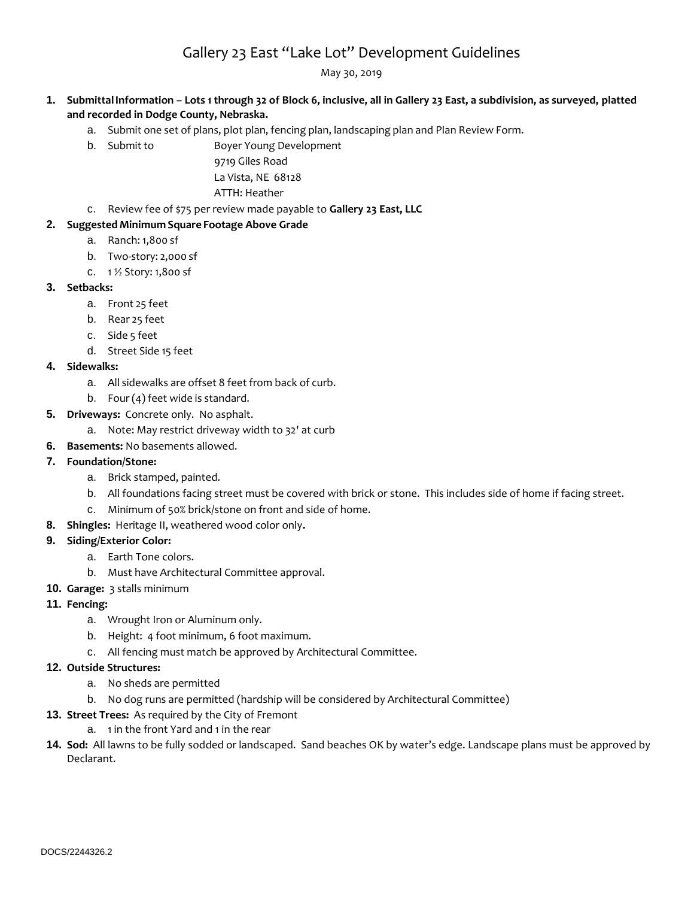# Gallery 23 East "Lake Lot" Development Guidelines

May 30, 2019

1. **Submittal Information – Lots 1 through 32 of Block 6, inclusive, all in Gallery 23 East, a subdivision, as surveyed, platted and recorded in Dodge County, Nebraska.**
    a. Submit one set of plans, plot plan, fencing plan, landscaping plan and Plan Review Form.
    b. Submit to Boyer Young Development
       9719 Giles Road
       La Vista, NE 68128
       ATTH: Heather
    c. Review fee of $75 per review made payable to **Gallery 23 East, LLC**
2. **Suggested Minimum Square Footage Above Grade**
    a. Ranch: 1,800 sf
    b. Two-story: 2,000 sf
    c. 1 ½ Story: 1,800 sf
3. **Setbacks:**
    a. Front 25 feet
    b. Rear 25 feet
    c. Side 5 feet
    d. Street Side 15 feet
4. **Sidewalks:**
    a. All sidewalks are offset 8 feet from back of curb.
    b. Four (4) feet wide is standard.
5. **Driveways:** Concrete only. No asphalt.
    a. Note: May restrict driveway width to 32' at curb
6. **Basements:** No basements allowed.
7. **Foundation/Stone:**
    a. Brick stamped, painted.
    b. All foundations facing street must be covered with brick or stone. This includes side of home if facing street.
    c. Minimum of 50% brick/stone on front and side of home.
8. **Shingles:** Heritage II, weathered wood color only**.**
9. **Siding/Exterior Color:**
    a. Earth Tone colors.
    b. Must have Architectural Committee approval.
10. **Garage:** 3 stalls minimum
11. **Fencing:**
    a. Wrought Iron or Aluminum only.
    b. Height: 4 foot minimum, 6 foot maximum.
    c. All fencing must match be approved by Architectural Committee.
12. **Outside Structures:**
    a. No sheds are permitted
    b. No dog runs are permitted (hardship will be considered by Architectural Committee)
13. **Street Trees:** As required by the City of Fremont
    a. 1 in the front Yard and 1 in the rear
14. **Sod:** All lawns to be fully sodded or landscaped. Sand beaches OK by water's edge. Landscape plans must be approved by Declarant.

DOCS/2244326.2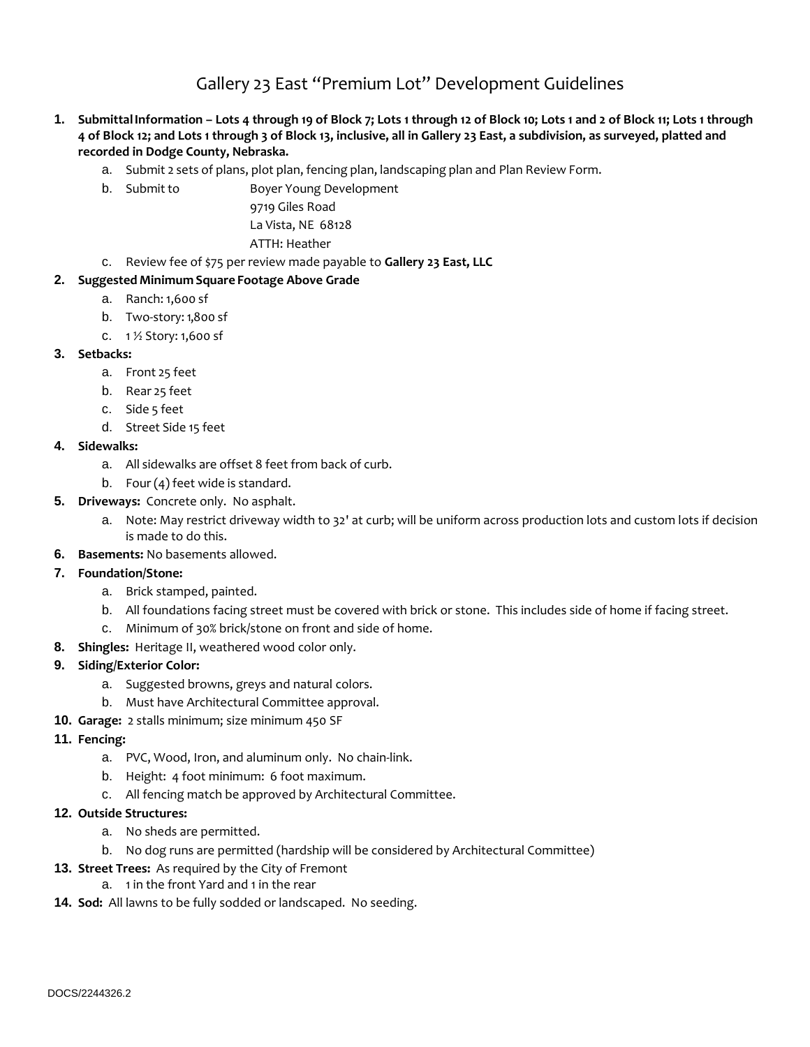# Gallery 23 East "Premium Lot" Development Guidelines

1. **Submittal Information – Lots 4 through 19 of Block 7; Lots 1 through 12 of Block 10; Lots 1 and 2 of Block 11; Lots 1 through 4 of Block 12; and Lots 1 through 3 of Block 13, inclusive, all in Gallery 23 East, a subdivision, as surveyed, platted and recorded in Dodge County, Nebraska.**
   a. Submit 2 sets of plans, plot plan, fencing plan, landscaping plan and Plan Review Form.
   b. Submit to Boyer Young Development
      9719 Giles Road
      La Vista, NE 68128
      ATTH: Heather
   c. Review fee of $75 per review made payable to **Gallery 23 East, LLC**
2. **Suggested Minimum Square Footage Above Grade**
   a. Ranch: 1,600 sf
   b. Two-story: 1,800 sf
   c. 1 ½ Story: 1,600 sf
3. **Setbacks:**
   a. Front 25 feet
   b. Rear 25 feet
   c. Side 5 feet
   d. Street Side 15 feet
4. **Sidewalks:**
   a. All sidewalks are offset 8 feet from back of curb.
   b. Four (4) feet wide is standard.
5. **Driveways:** Concrete only. No asphalt.
   a. Note: May restrict driveway width to 32' at curb; will be uniform across production lots and custom lots if decision is made to do this.
6. **Basements:** No basements allowed.
7. **Foundation/Stone:**
   a. Brick stamped, painted.
   b. All foundations facing street must be covered with brick or stone. This includes side of home if facing street.
   c. Minimum of 30% brick/stone on front and side of home.
8. **Shingles:** Heritage II, weathered wood color only.
9. **Siding/Exterior Color:**
   a. Suggested browns, greys and natural colors.
   b. Must have Architectural Committee approval.
10. **Garage:** 2 stalls minimum; size minimum 450 SF
11. **Fencing:**
    a. PVC, Wood, Iron, and aluminum only. No chain-link.
    b. Height: 4 foot minimum: 6 foot maximum.
    c. All fencing match be approved by Architectural Committee.
12. **Outside Structures:**
    a. No sheds are permitted.
    b. No dog runs are permitted (hardship will be considered by Architectural Committee)
13. **Street Trees:** As required by the City of Fremont
    a. 1 in the front Yard and 1 in the rear
14. **Sod:** All lawns to be fully sodded or landscaped. No seeding.

DOCS/2244326.2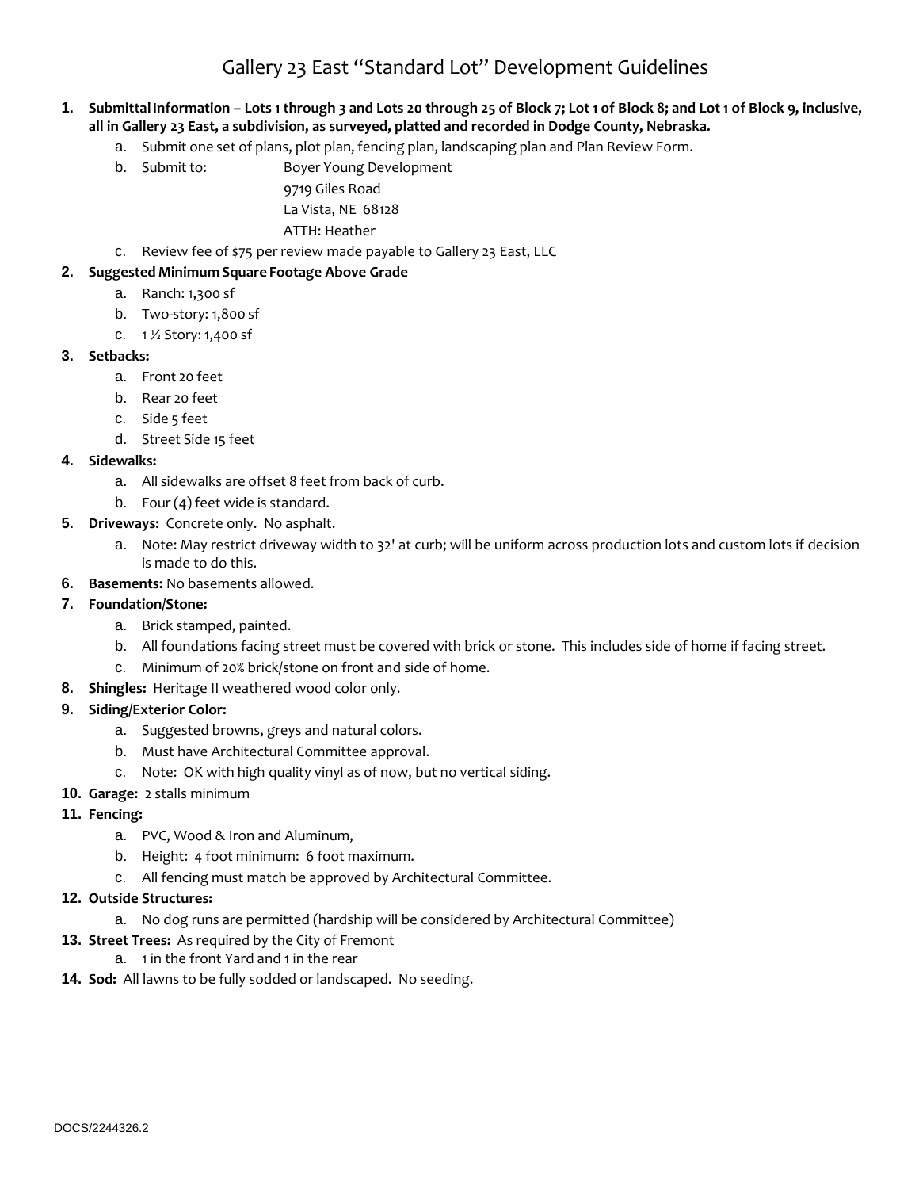# Gallery 23 East "Standard Lot" Development Guidelines

1. **Submittal Information – Lots 1 through 3 and Lots 20 through 25 of Block 7; Lot 1 of Block 8; and Lot 1 of Block 9, inclusive, all in Gallery 23 East, a subdivision, as surveyed, platted and recorded in Dodge County, Nebraska.**
   a. Submit one set of plans, plot plan, fencing plan, landscaping plan and Plan Review Form.
   b. Submit to: Boyer Young Development
      9719 Giles Road
      La Vista, NE 68128
      ATTH: Heather
   c. Review fee of $75 per review made payable to Gallery 23 East, LLC
2. **Suggested Minimum Square Footage Above Grade**
   a. Ranch: 1,300 sf
   b. Two-story: 1,800 sf
   c. 1 ½ Story: 1,400 sf
3. **Setbacks:**
   a. Front 20 feet
   b. Rear 20 feet
   c. Side 5 feet
   d. Street Side 15 feet
4. **Sidewalks:**
   a. All sidewalks are offset 8 feet from back of curb.
   b. Four (4) feet wide is standard.
5. **Driveways:** Concrete only. No asphalt.
   a. Note: May restrict driveway width to 32' at curb; will be uniform across production lots and custom lots if decision is made to do this.
6. **Basements:** No basements allowed.
7. **Foundation/Stone:**
   a. Brick stamped, painted.
   b. All foundations facing street must be covered with brick or stone. This includes side of home if facing street.
   c. Minimum of 20% brick/stone on front and side of home.
8. **Shingles:** Heritage II weathered wood color only.
9. **Siding/Exterior Color:**
   a. Suggested browns, greys and natural colors.
   b. Must have Architectural Committee approval.
   c. Note: OK with high quality vinyl as of now, but no vertical siding.
10. **Garage:** 2 stalls minimum
11. **Fencing:**
    a. PVC, Wood & Iron and Aluminum,
    b. Height: 4 foot minimum: 6 foot maximum.
    c. All fencing must match be approved by Architectural Committee.
12. **Outside Structures:**
    a. No dog runs are permitted (hardship will be considered by Architectural Committee)
13. **Street Trees:** As required by the City of Fremont
    a. 1 in the front Yard and 1 in the rear
14. **Sod:** All lawns to be fully sodded or landscaped. No seeding.

DOCS/2244326.2